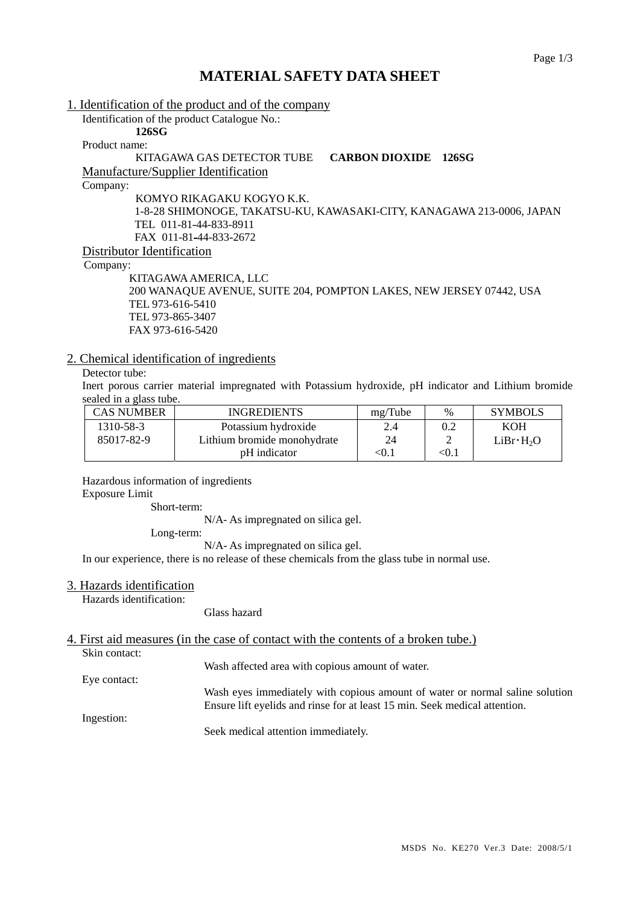# MATERIAL SAFETY DATA SHEET

## 1. Identification of the product and of the company

Identification of the product Catalogue No.:

**126SG**

Product name:

KITAGAWA GAS DETECTOR TUBE **CARBON DIOXIDE 126SG**

### Manufacture/Supplier Identification

Company:

KOMYO RIKAGAKU KOGYO K.K.
1-8-28 SHIMONOGE, TAKATSU-KU, KAWASAKI-CITY, KANAGAWA 213-0006, JAPAN
TEL 011-81-44-833-8911
FAX 011-81-44-833-2672

### Distributor Identification

Company:

KITAGAWA AMERICA, LLC
200 WANAQUE AVENUE, SUITE 204, POMPTON LAKES, NEW JERSEY 07442, USA
TEL 973-616-5410
TEL 973-865-3407
FAX 973-616-5420

## 2. Chemical identification of ingredients

Detector tube:

Inert porous carrier material impregnated with Potassium hydroxide, pH indicator and Lithium bromide sealed in a glass tube.

| CAS NUMBER | INGREDIENTS | mg/Tube | % | SYMBOLS |
|---|---|---|---|---|
| 1310-58-3 | Potassium hydroxide | 2.4 | 0.2 | KOH |
| 85017-82-9 | Lithium bromide monohydrate | 24 | 2 | $LiBr \cdot H_2O$ |
| | pH indicator | <0.1 | <0.1 | |

Hazardous information of ingredients

Exposure Limit

Short-term:

N/A- As impregnated on silica gel.

Long-term:

N/A- As impregnated on silica gel.

In our experience, there is no release of these chemicals from the glass tube in normal use.

## 3. Hazards identification

Hazards identification:

Glass hazard

## 4. First aid measures (in the case of contact with the contents of a broken tube.)

Skin contact:

Wash affected area with copious amount of water.

Eye contact:

Wash eyes immediately with copious amount of water or normal saline solution Ensure lift eyelids and rinse for at least 15 min. Seek medical attention.

Ingestion:

Seek medical attention immediately.

MSDS No. KE270 Ver.3 Date: 2008/5/1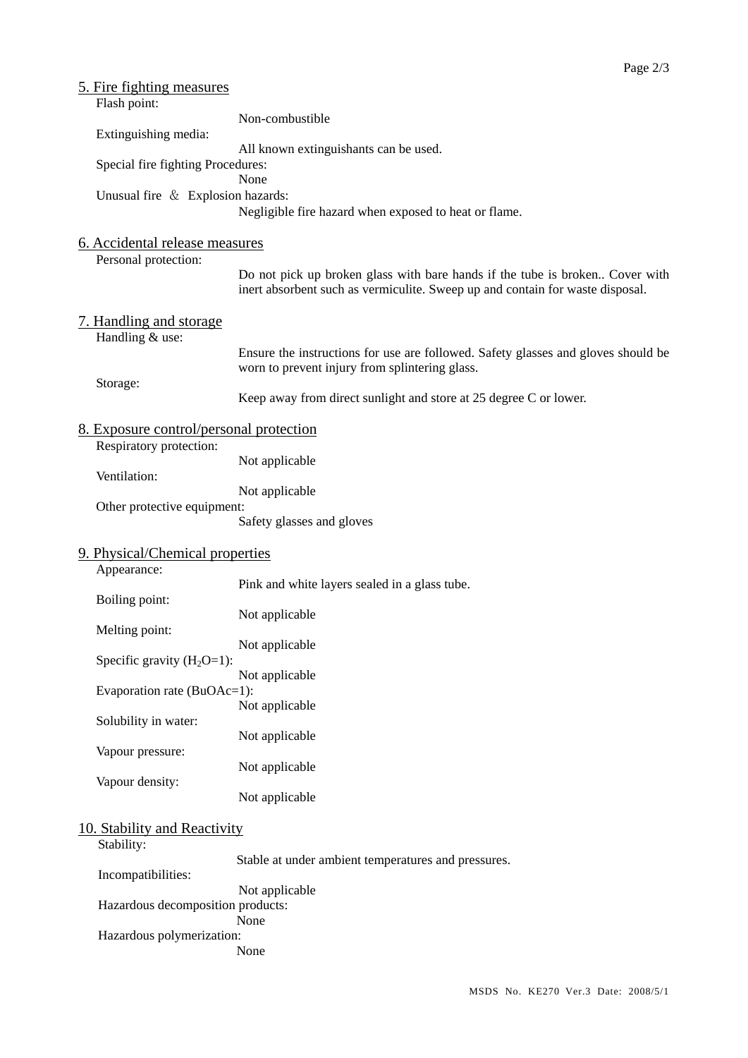## 5. Fire fighting measures

Flash point:
: Non-combustible

Extinguishing media:
: All known extinguishants can be used.

Special fire fighting Procedures:
: None

Unusual fire ＆ Explosion hazards:
: Negligible fire hazard when exposed to heat or flame.

## 6. Accidental release measures

Personal protection:
: Do not pick up broken glass with bare hands if the tube is broken.. Cover with inert absorbent such as vermiculite. Sweep up and contain for waste disposal.

## 7. Handling and storage

Handling & use:
: Ensure the instructions for use are followed. Safety glasses and gloves should be worn to prevent injury from splintering glass.

Storage:
: Keep away from direct sunlight and store at 25 degree C or lower.

## 8. Exposure control/personal protection

Respiratory protection:
: Not applicable

Ventilation:
: Not applicable

Other protective equipment:
: Safety glasses and gloves

## 9. Physical/Chemical properties

Appearance:
: Pink and white layers sealed in a glass tube.

Boiling point:
: Not applicable

Melting point:
: Not applicable

Specific gravity ($H_2O$=1):
: Not applicable

Evaporation rate (BuOAc=1):
: Not applicable

Solubility in water:
: Not applicable

Vapour pressure:
: Not applicable

Vapour density:
: Not applicable

## 10. Stability and Reactivity

Stability:
: Stable at under ambient temperatures and pressures.

Incompatibilities:
: Not applicable

Hazardous decomposition products:
: None

Hazardous polymerization:
: None

MSDS No. KE270 Ver.3 Date: 2008/5/1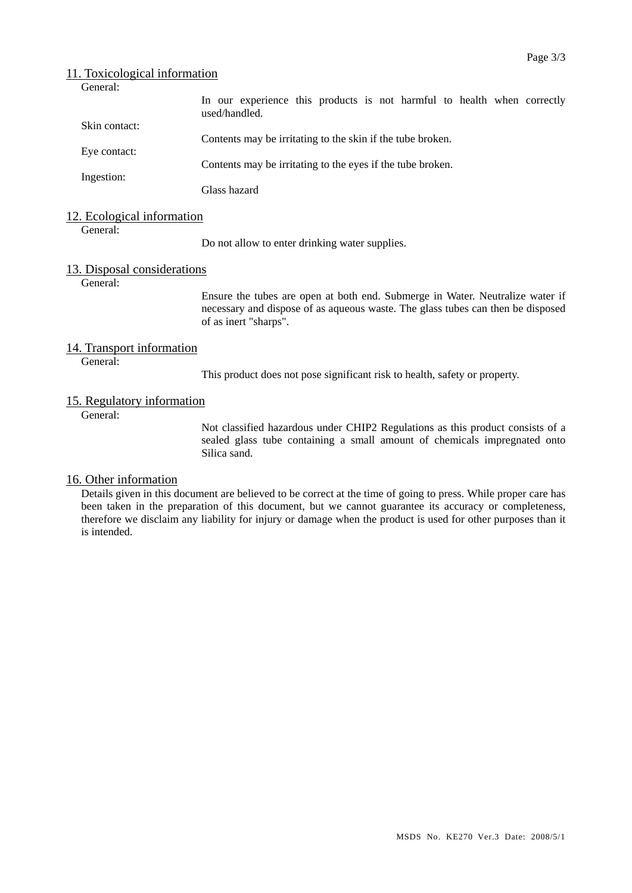## 11. Toxicological information

General:

In our experience this products is not harmful to health when correctly used/handled.

Skin contact:

Contents may be irritating to the skin if the tube broken.

Eye contact:

Contents may be irritating to the eyes if the tube broken.

Ingestion:

Glass hazard

## 12. Ecological information

General:

Do not allow to enter drinking water supplies.

## 13. Disposal considerations

General:

Ensure the tubes are open at both end. Submerge in Water. Neutralize water if necessary and dispose of as aqueous waste. The glass tubes can then be disposed of as inert "sharps".

## 14. Transport information

General:

This product does not pose significant risk to health, safety or property.

## 15. Regulatory information

General:

Not classified hazardous under CHIP2 Regulations as this product consists of a sealed glass tube containing a small amount of chemicals impregnated onto Silica sand.

## 16. Other information

Details given in this document are believed to be correct at the time of going to press. While proper care has been taken in the preparation of this document, but we cannot guarantee its accuracy or completeness, therefore we disclaim any liability for injury or damage when the product is used for other purposes than it is intended.

MSDS No. KE270 Ver.3 Date: 2008/5/1